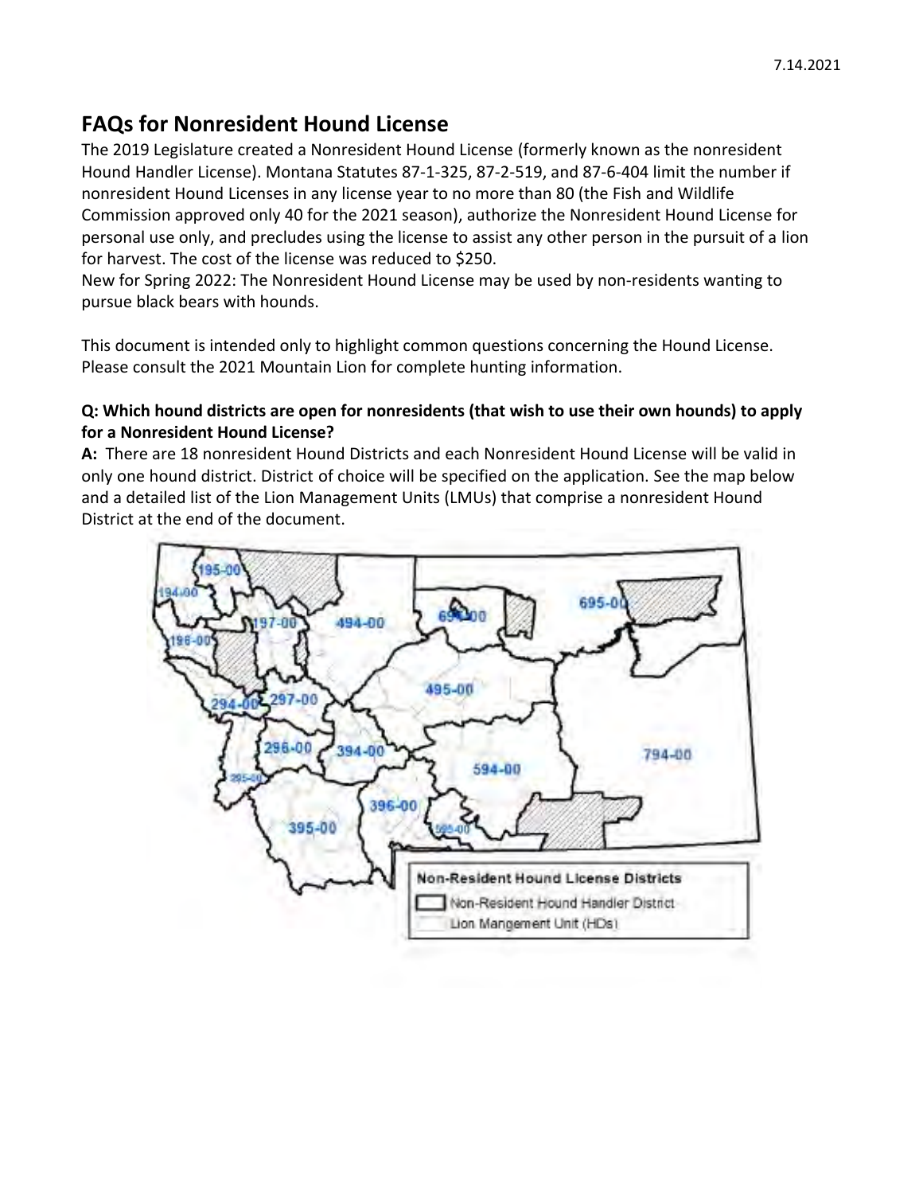7.14.2021

# FAQs for Nonresident Hound License

The 2019 Legislature created a Nonresident Hound License (formerly known as the nonresident Hound Handler License). Montana Statutes 87-1-325, 87-2-519, and 87-6-404 limit the number if nonresident Hound Licenses in any license year to no more than 80 (the Fish and Wildlife Commission approved only 40 for the 2021 season), authorize the Nonresident Hound License for personal use only, and precludes using the license to assist any other person in the pursuit of a lion for harvest. The cost of the license was reduced to $250.

New for Spring 2022: The Nonresident Hound License may be used by non-residents wanting to pursue black bears with hounds.

This document is intended only to highlight common questions concerning the Hound License. Please consult the 2021 Mountain Lion for complete hunting information.

**Q: Which hound districts are open for nonresidents (that wish to use their own hounds) to apply for a Nonresident Hound License?**

**A:** There are 18 nonresident Hound Districts and each Nonresident Hound License will be valid in only one hound district. District of choice will be specified on the application. See the map below and a detailed list of the Lion Management Units (LMUs) that comprise a nonresident Hound District at the end of the document.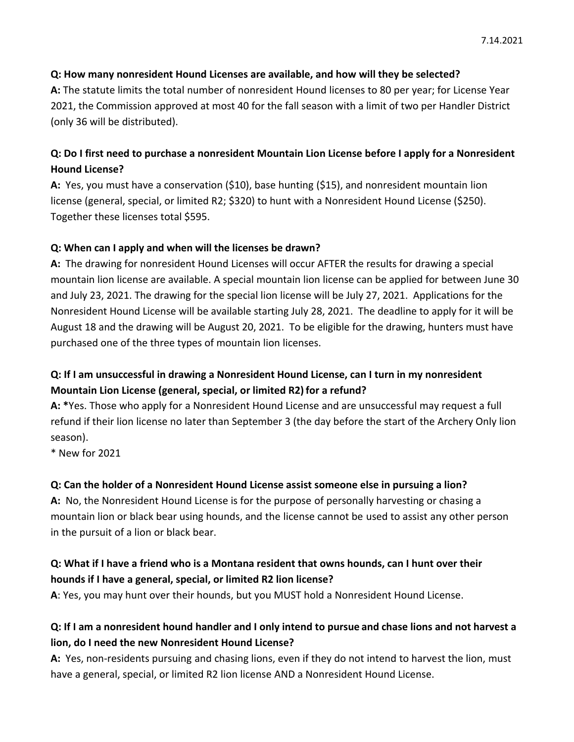**Q: How many nonresident Hound Licenses are available, and how will they be selected?**
**A:** The statute limits the total number of nonresident Hound licenses to 80 per year; for License Year 2021, the Commission approved at most 40 for the fall season with a limit of two per Handler District (only 36 will be distributed).

**Q: Do I first need to purchase a nonresident Mountain Lion License before I apply for a Nonresident Hound License?**
**A:** Yes, you must have a conservation ($10), base hunting ($15), and nonresident mountain lion license (general, special, or limited R2; $320) to hunt with a Nonresident Hound License ($250). Together these licenses total $595.

**Q: When can I apply and when will the licenses be drawn?**
**A:** The drawing for nonresident Hound Licenses will occur AFTER the results for drawing a special mountain lion license are available. A special mountain lion license can be applied for between June 30 and July 23, 2021. The drawing for the special lion license will be July 27, 2021. Applications for the Nonresident Hound License will be available starting July 28, 2021. The deadline to apply for it will be August 18 and the drawing will be August 20, 2021. To be eligible for the drawing, hunters must have purchased one of the three types of mountain lion licenses.

**Q: If I am unsuccessful in drawing a Nonresident Hound License, can I turn in my nonresident Mountain Lion License (general, special, or limited R2) for a refund?**
**A:** ***Yes**. Those who apply for a Nonresident Hound License and are unsuccessful may request a full refund if their lion license no later than September 3 (the day before the start of the Archery Only lion season).
* New for 2021

**Q: Can the holder of a Nonresident Hound License assist someone else in pursuing a lion?**
**A:** No, the Nonresident Hound License is for the purpose of personally harvesting or chasing a mountain lion or black bear using hounds, and the license cannot be used to assist any other person in the pursuit of a lion or black bear.

**Q: What if I have a friend who is a Montana resident that owns hounds, can I hunt over their hounds if I have a general, special, or limited R2 lion license?**
**A**: Yes, you may hunt over their hounds, but you MUST hold a Nonresident Hound License.

**Q: If I am a nonresident hound handler and I only intend to pursue and chase lions and not harvest a lion, do I need the new Nonresident Hound License?**
**A:** Yes, non-residents pursuing and chasing lions, even if they do not intend to harvest the lion, must have a general, special, or limited R2 lion license AND a Nonresident Hound License.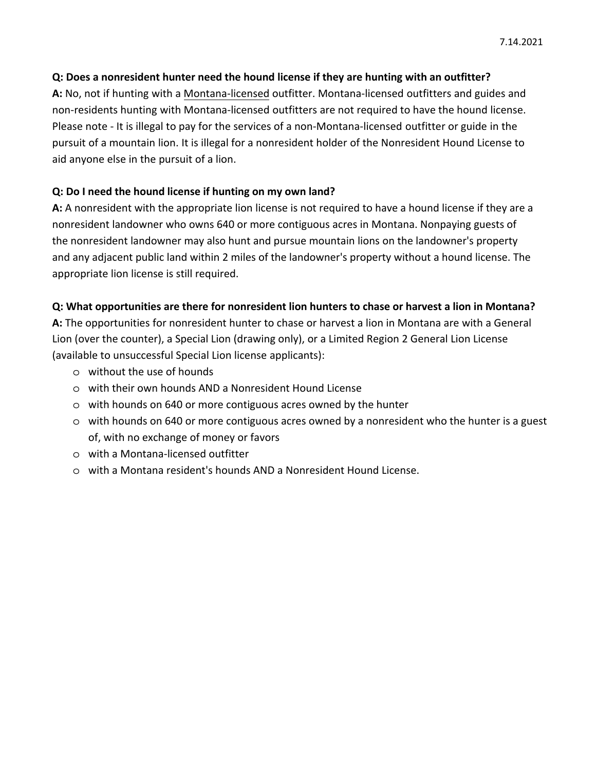7.14.2021

**Q: Does a nonresident hunter need the hound license if they are hunting with an outfitter?**
**A:** No, not if hunting with a Montana-licensed outfitter. Montana-licensed outfitters and guides and non-residents hunting with Montana-licensed outfitters are not required to have the hound license. Please note - It is illegal to pay for the services of a non-Montana-licensed outfitter or guide in the pursuit of a mountain lion. It is illegal for a nonresident holder of the Nonresident Hound License to aid anyone else in the pursuit of a lion.

**Q: Do I need the hound license if hunting on my own land?**
**A:** A nonresident with the appropriate lion license is not required to have a hound license if they are a nonresident landowner who owns 640 or more contiguous acres in Montana. Nonpaying guests of the nonresident landowner may also hunt and pursue mountain lions on the landowner's property and any adjacent public land within 2 miles of the landowner's property without a hound license. The appropriate lion license is still required.

**Q: What opportunities are there for nonresident lion hunters to chase or harvest a lion in Montana?**
**A:** The opportunities for nonresident hunter to chase or harvest a lion in Montana are with a General Lion (over the counter), a Special Lion (drawing only), or a Limited Region 2 General Lion License (available to unsuccessful Special Lion license applicants):

- without the use of hounds
- with their own hounds AND a Nonresident Hound License
- with hounds on 640 or more contiguous acres owned by the hunter
- with hounds on 640 or more contiguous acres owned by a nonresident who the hunter is a guest of, with no exchange of money or favors
- with a Montana-licensed outfitter
- with a Montana resident's hounds AND a Nonresident Hound License.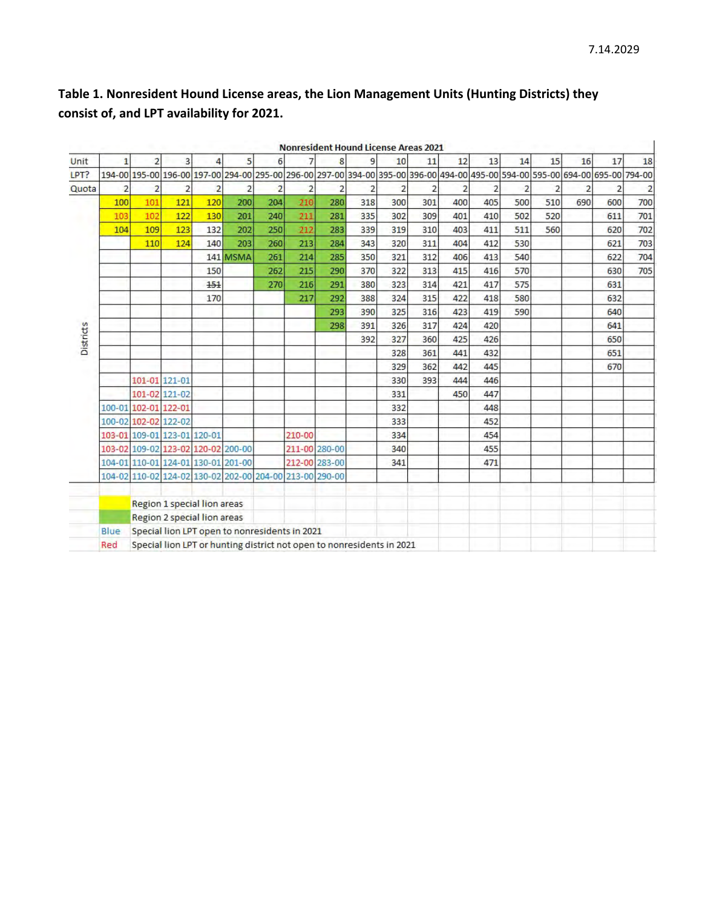**Table 1. Nonresident Hound License areas, the Lion Management Units (Hunting Districts) they consist of, and LPT availability for 2021.**

| | Nonresident Hound License Areas 2021 | | | | | | | | | | | | | | | | | |
|---|---|---|---|---|---|---|---|---|---|---|---|---|---|---|---|---|---|---|
| Unit | 1 | 2 | 3 | 4 | 5 | 6 | 7 | 8 | 9 | 10 | 11 | 12 | 13 | 14 | 15 | 16 | 17 | 18 |
| LPT? | 194-00 | 195-00 | 196-00 | 197-00 | 294-00 | 295-00 | 296-00 | 297-00 | 394-00 | 395-00 | 396-00 | 494-00 | 495-00 | 594-00 | 595-00 | 694-00 | 695-00 | 794-00 |
| Quota | 2 | 2 | 2 | 2 | 2 | 2 | 2 | 2 | 2 | 2 | 2 | 2 | 2 | 2 | 2 | 2 | 2 | 2 |
| Districts | 100 | 101 | 121 | 120 | 200 | 204 | 210 | 280 | 318 | 300 | 301 | 400 | 405 | 500 | 510 | 690 | 600 | 700 |
| | 103 | 102 | 122 | 130 | 201 | 240 | 211 | 281 | 335 | 302 | 309 | 401 | 410 | 502 | 520 | | 611 | 701 |
| | 104 | 109 | 123 | 132 | 202 | 250 | 212 | 283 | 339 | 319 | 310 | 403 | 411 | 511 | 560 | | 620 | 702 |
| | | 110 | 124 | 140 | 203 | 260 | 213 | 284 | 343 | 320 | 311 | 404 | 412 | 530 | | | 621 | 703 |
| | | | | 141 | MSMA | 261 | 214 | 285 | 350 | 321 | 312 | 406 | 413 | 540 | | | 622 | 704 |
| | | | | 150 | | 262 | 215 | 290 | 370 | 322 | 313 | 415 | 416 | 570 | | | 630 | 705 |
| | | | | ~~151~~ | | 270 | 216 | 291 | 380 | 323 | 314 | 421 | 417 | 575 | | | 631 | |
| | | | | 170 | | | 217 | 292 | 388 | 324 | 315 | 422 | 418 | 580 | | | 632 | |
| | | | | | | | | 293 | 390 | 325 | 316 | 423 | 419 | 590 | | | 640 | |
| | | | | | | | | 298 | 391 | 326 | 317 | 424 | 420 | | | | 641 | |
| | | | | | | | | | 392 | 327 | 360 | 425 | 426 | | | | 650 | |
| | | | | | | | | | | 328 | 361 | 441 | 432 | | | | 651 | |
| | | | | | | | | | | 329 | 362 | 442 | 445 | | | | 670 | |
| | | 101-01 | 121-01 | | | | | | | 330 | 393 | 444 | 446 | | | | | |
| | | 101-02 | 121-02 | | | | | | | 331 | | 450 | 447 | | | | | |
| | 100-01 | 102-01 | 122-01 | | | | | | | 332 | | | 448 | | | | | |
| | 100-02 | 102-02 | 122-02 | | | | | | | 333 | | | 452 | | | | | |
| | 103-01 | 109-01 | 123-01 | 120-01 | | | 210-00 | | | 334 | | | 454 | | | | | |
| | 103-02 | 109-02 | 123-02 | 120-02 | 200-00 | | 211-00 | 280-00 | | 340 | | | 455 | | | | | |
| | 104-01 | 110-01 | 124-01 | 130-01 | 201-00 | | 212-00 | 283-00 | | 341 | | | 471 | | | | | |
| | 104-02 | 110-02 | 124-02 | 130-02 | 202-00 | 204-00 | 213-00 | 290-00 | | | | | | | | | | |

| | |
|---|---|
| (Yellow) | Region 1 special lion areas |
| (Green) | Region 2 special lion areas |
| Blue | Special lion LPT open to nonresidents in 2021 |
| Red | Special lion LPT or hunting district not open to nonresidents in 2021 |